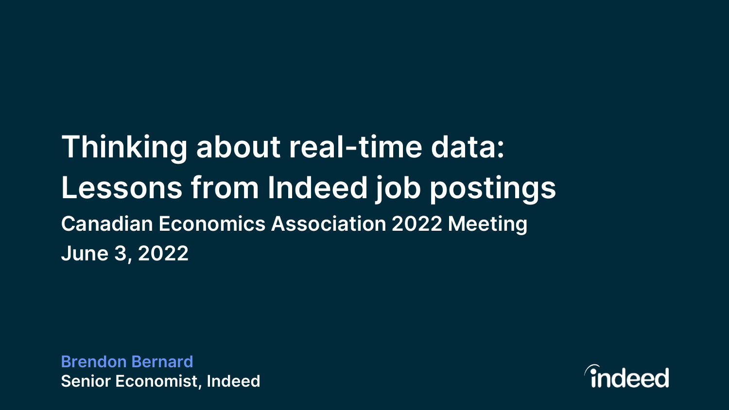# Thinking about real-time data: Lessons from Indeed job postings

**Canadian Economics Association 2022 Meeting**

**June 3, 2022**

**Brendon Bernard**

**Senior Economist, Indeed**

indeed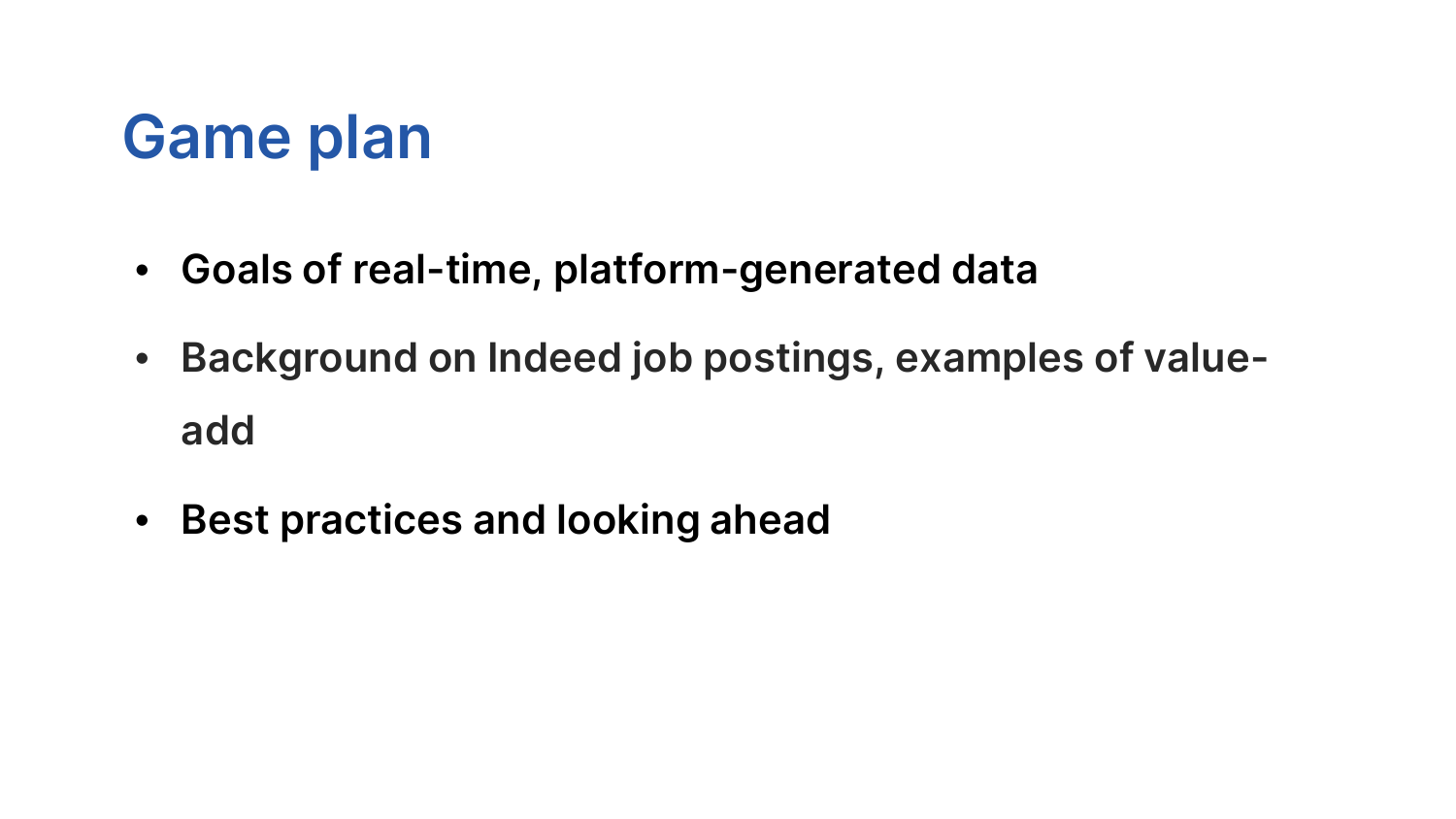# Game plan

- **Goals of real-time, platform-generated data**
- **Background on Indeed job postings, examples of value-add**
- **Best practices and looking ahead**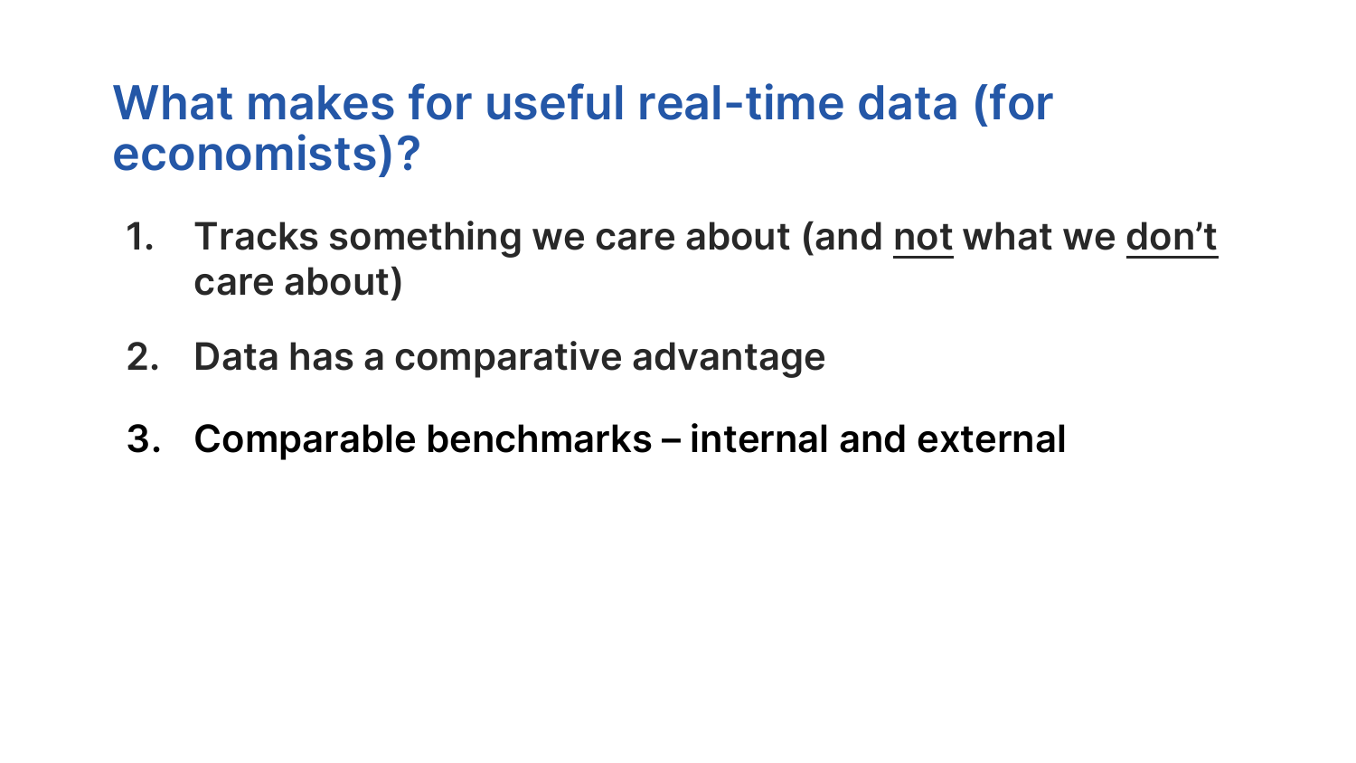# What makes for useful real-time data (for economists)?

1. **Tracks something we care about (and <u>not</u> what we <u>don't</u> care about)**
2. **Data has a comparative advantage**
3. **Comparable benchmarks – internal and external**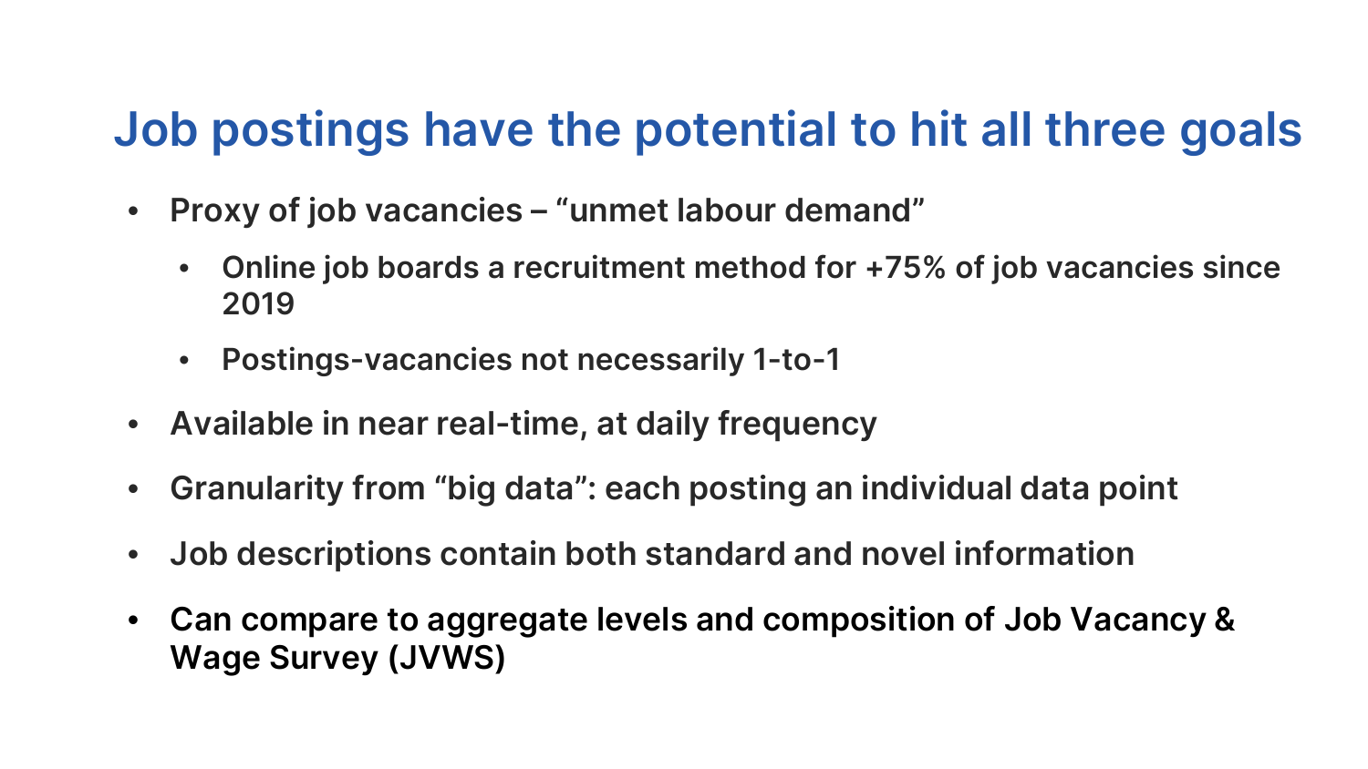# Job postings have the potential to hit all three goals

- Proxy of job vacancies – "unmet labour demand"
  - Online job boards a recruitment method for +75% of job vacancies since 2019
  - Postings-vacancies not necessarily 1-to-1
- Available in near real-time, at daily frequency
- Granularity from "big data": each posting an individual data point
- Job descriptions contain both standard and novel information
- Can compare to aggregate levels and composition of Job Vacancy & Wage Survey (JVWS)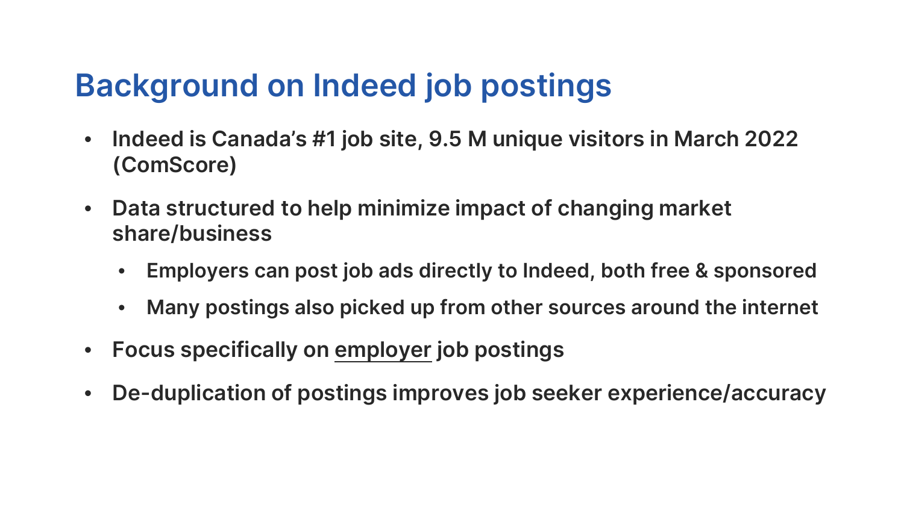# Background on Indeed job postings

- **Indeed is Canada's #1 job site, 9.5 M unique visitors in March 2022 (ComScore)**
- **Data structured to help minimize impact of changing market share/business**
  - **Employers can post job ads directly to Indeed, both free & sponsored**
  - **Many postings also picked up from other sources around the internet**
- **Focus specifically on <u>employer</u> job postings**
- **De-duplication of postings improves job seeker experience/accuracy**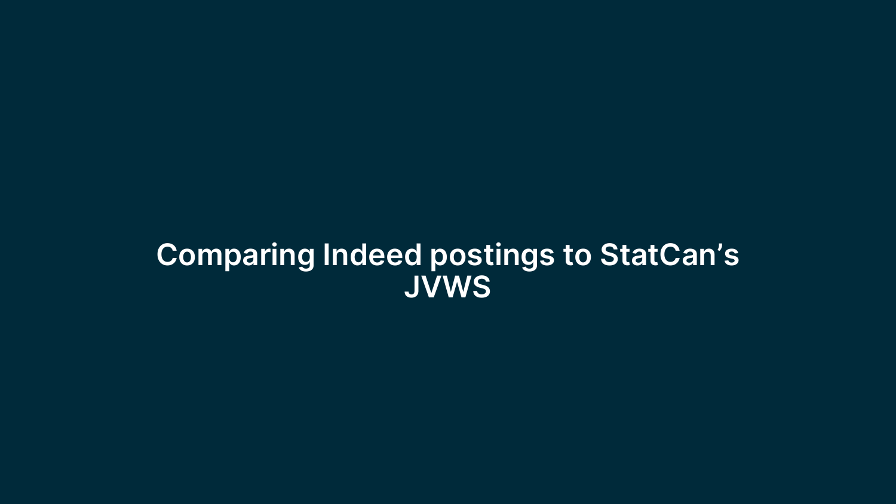# Comparing Indeed postings to StatCan’s JVWS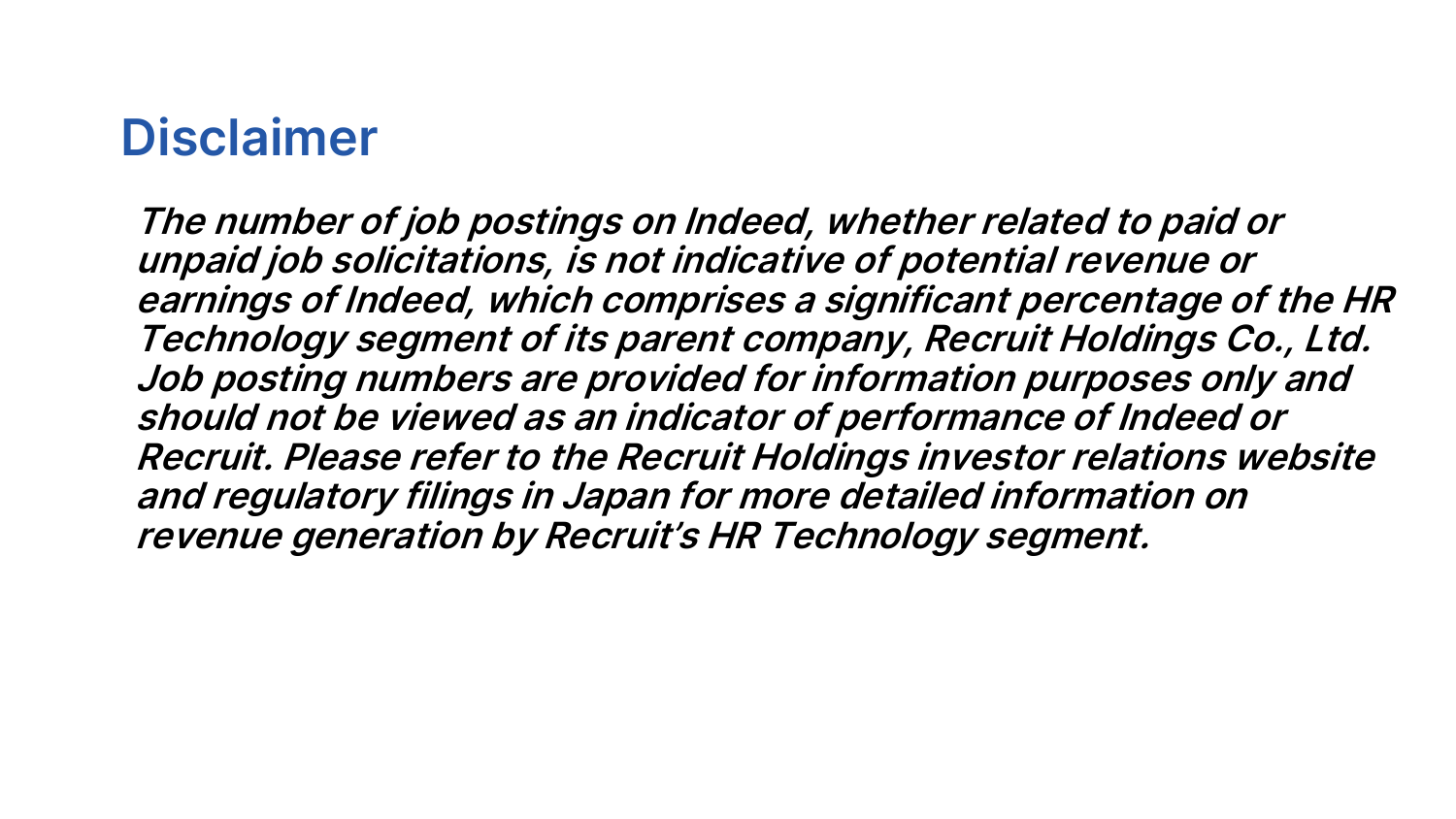# Disclaimer

***The number of job postings on Indeed, whether related to paid or unpaid job solicitations, is not indicative of potential revenue or earnings of Indeed, which comprises a significant percentage of the HR Technology segment of its parent company, Recruit Holdings Co., Ltd. Job posting numbers are provided for information purposes only and should not be viewed as an indicator of performance of Indeed or Recruit. Please refer to the Recruit Holdings investor relations website and regulatory filings in Japan for more detailed information on revenue generation by Recruit's HR Technology segment.***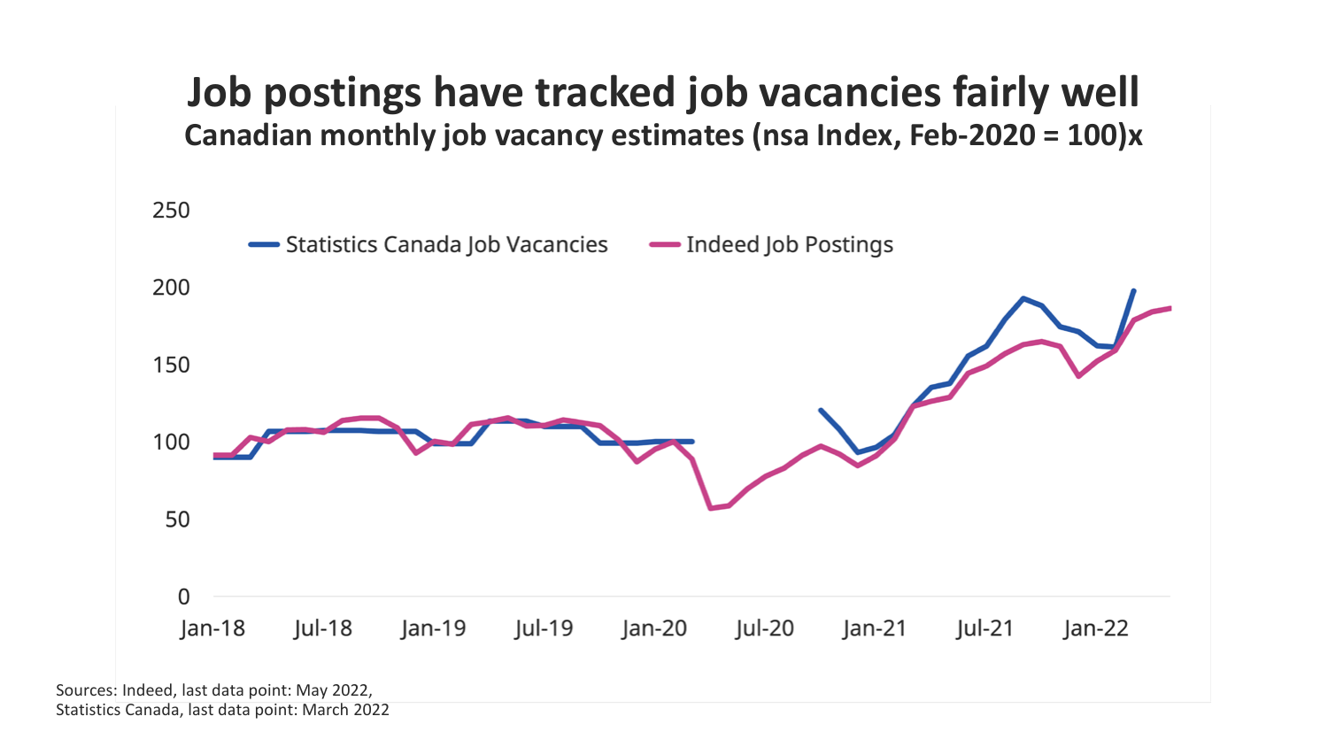# Job postings have tracked job vacancies fairly well

**Canadian monthly job vacancy estimates (nsa Index, Feb-2020 = 100)x**

Sources: Indeed, last data point: May 2022,
Statistics Canada, last data point: March 2022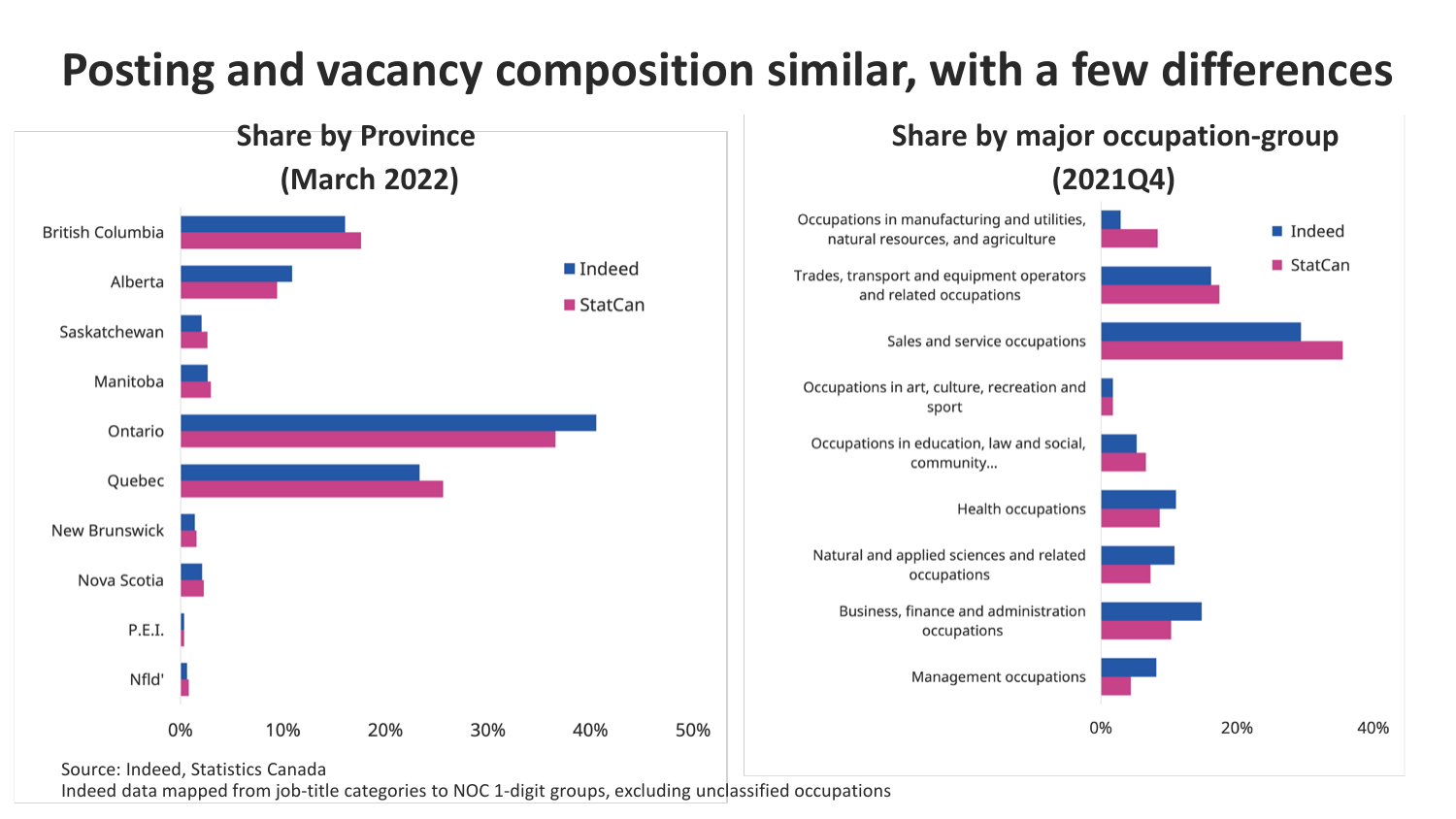# Posting and vacancy composition similar, with a few differences

## Share by Province (March 2022)

Indeed | StatCan

British Columbia, Alberta, Saskatchewan, Manitoba, Ontario, Quebec, New Brunswick, Nova Scotia, P.E.I., Nfld'

0% 10% 20% 30% 40% 50%

## Share by major occupation-group (2021Q4)

Indeed | StatCan

- Occupations in manufacturing and utilities, natural resources, and agriculture
- Trades, transport and equipment operators and related occupations
- Sales and service occupations
- Occupations in art, culture, recreation and sport
- Occupations in education, law and social, community...
- Health occupations
- Natural and applied sciences and related occupations
- Business, finance and administration occupations
- Management occupations

0% 20% 40%

Source: Indeed, Statistics Canada
Indeed data mapped from job-title categories to NOC 1-digit groups, excluding unclassified occupations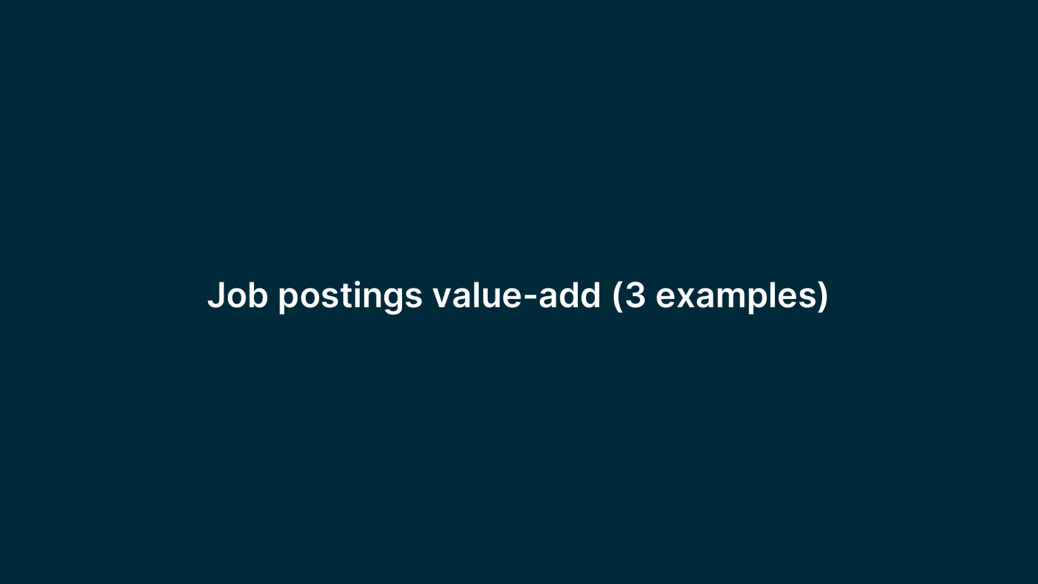# Job postings value-add (3 examples)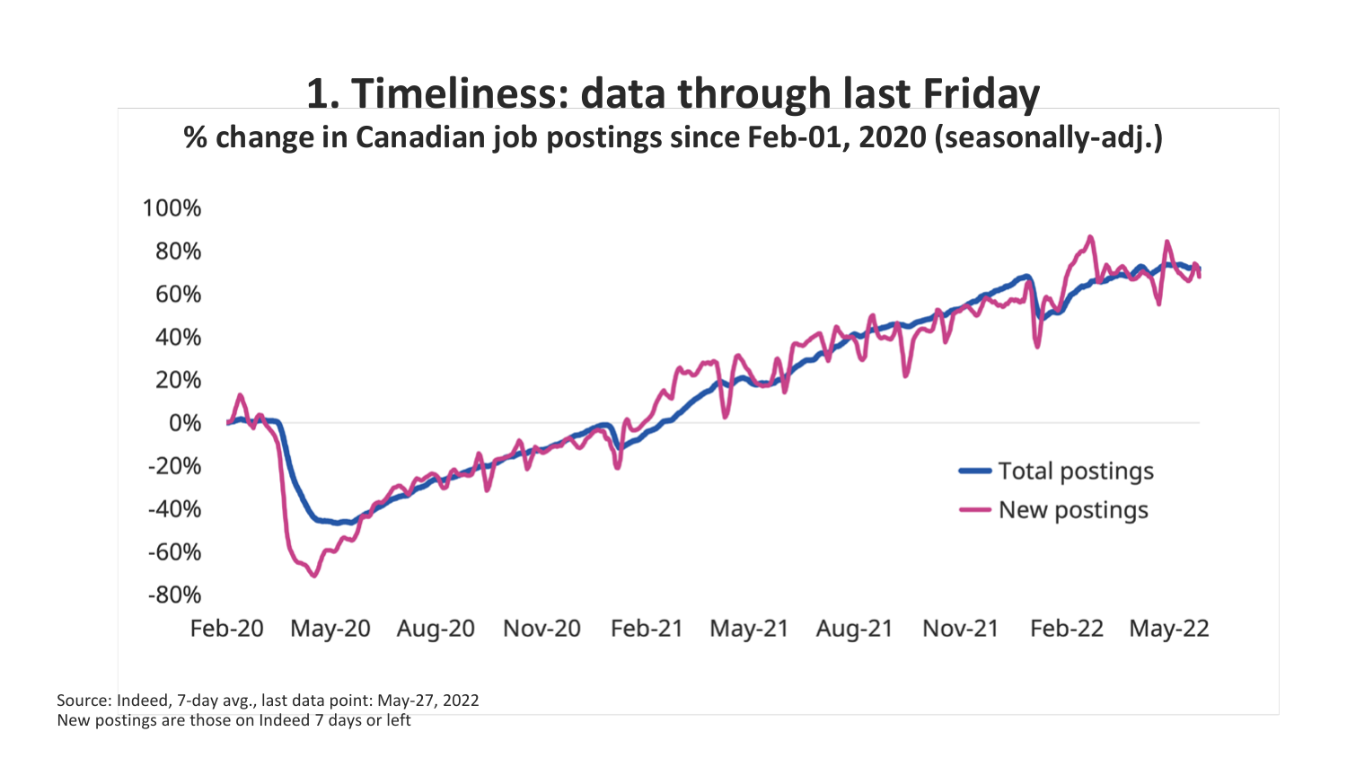# 1. Timeliness: data through last Friday

**% change in Canadian job postings since Feb-01, 2020 (seasonally-adj.)**

Source: Indeed, 7-day avg., last data point: May-27, 2022
New postings are those on Indeed 7 days or left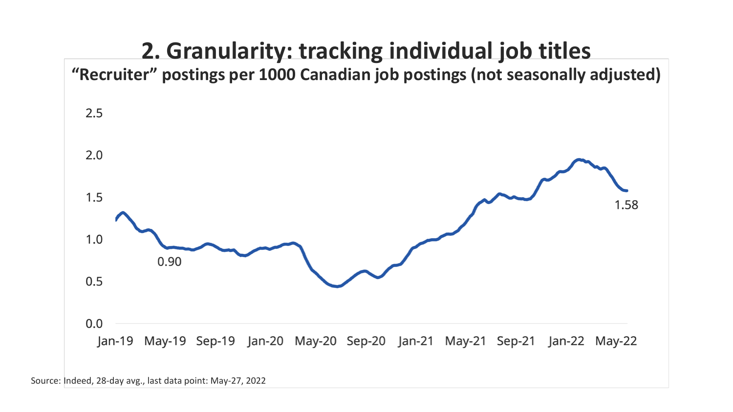# 2. Granularity: tracking individual job titles

**"Recruiter" postings per 1000 Canadian job postings (not seasonally adjusted)**

2.5

2.0

1.5

1.0

0.5

0.0

0.90

1.58

Jan-19 May-19 Sep-19 Jan-20 May-20 Sep-20 Jan-21 May-21 Sep-21 Jan-22 May-22

Source: Indeed, 28-day avg., last data point: May-27, 2022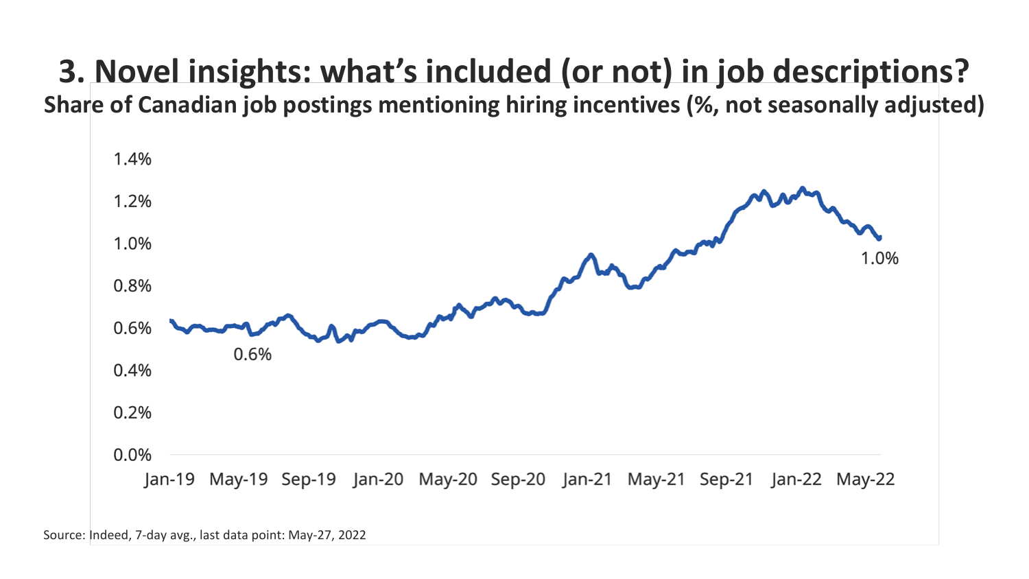# 3. Novel insights: what's included (or not) in job descriptions?

**Share of Canadian job postings mentioning hiring incentives (%, not seasonally adjusted)**

1.4%
1.2%
1.0%
0.8%
0.6%
0.4%
0.2%
0.0%

0.6%

1.0%

Jan-19 May-19 Sep-19 Jan-20 May-20 Sep-20 Jan-21 May-21 Sep-21 Jan-22 May-22

Source: Indeed, 7-day avg., last data point: May-27, 2022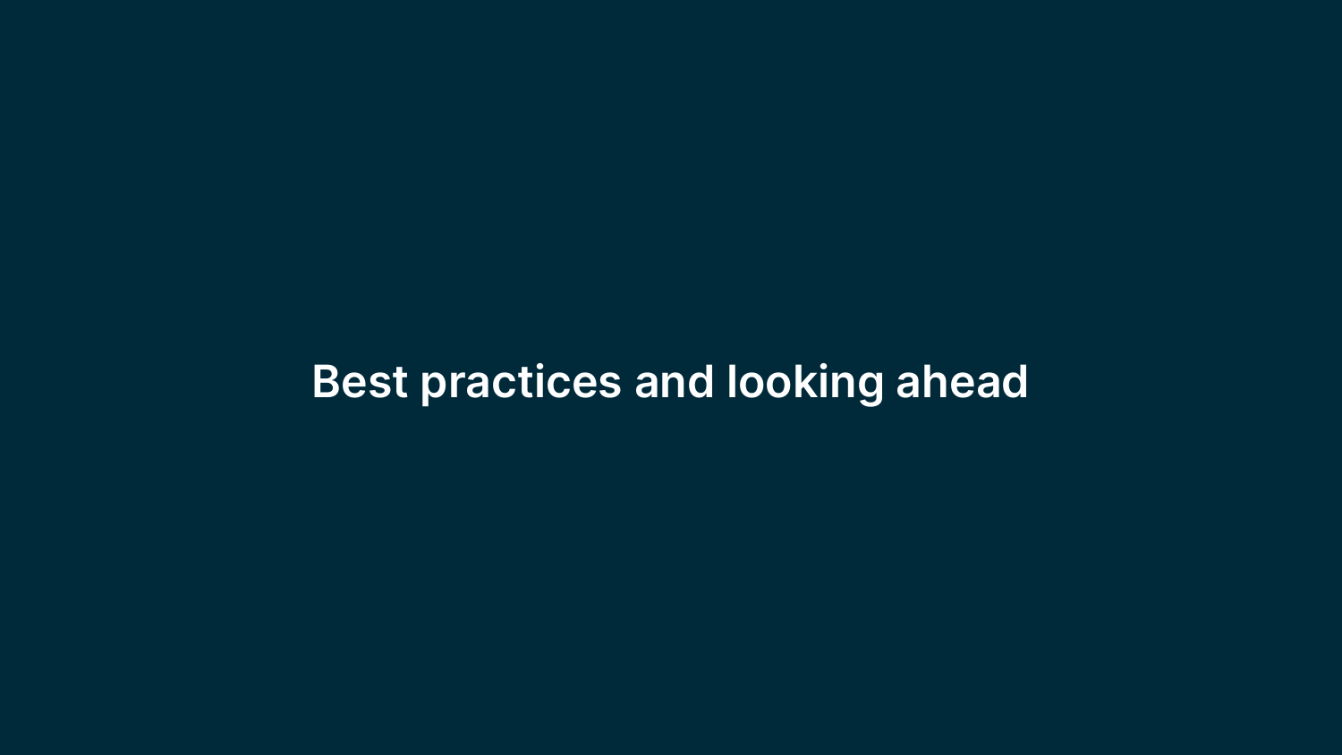# Best practices and looking ahead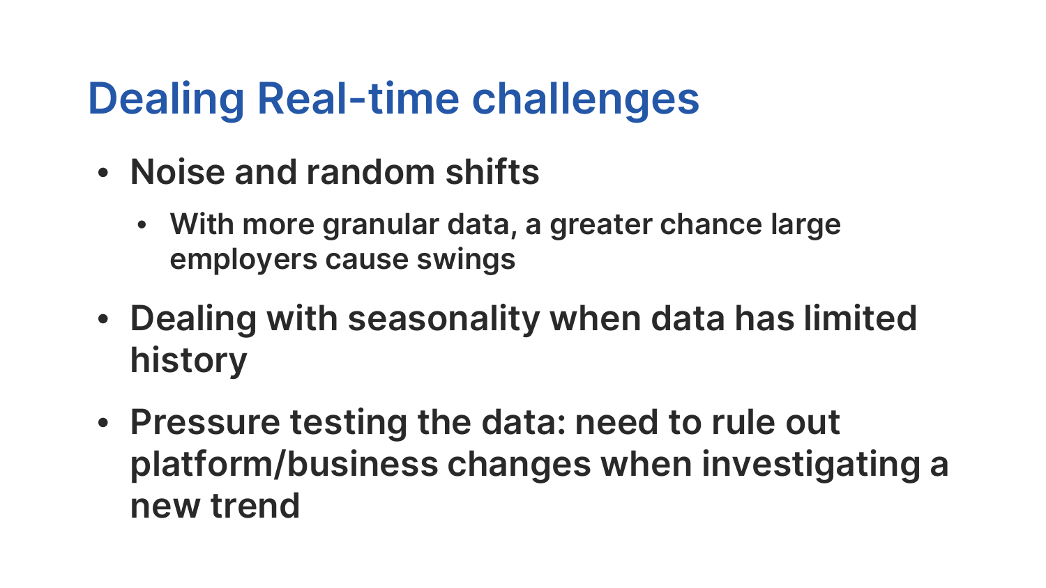# Dealing Real-time challenges

- Noise and random shifts
  - With more granular data, a greater chance large employers cause swings
- Dealing with seasonality when data has limited history
- Pressure testing the data: need to rule out platform/business changes when investigating a new trend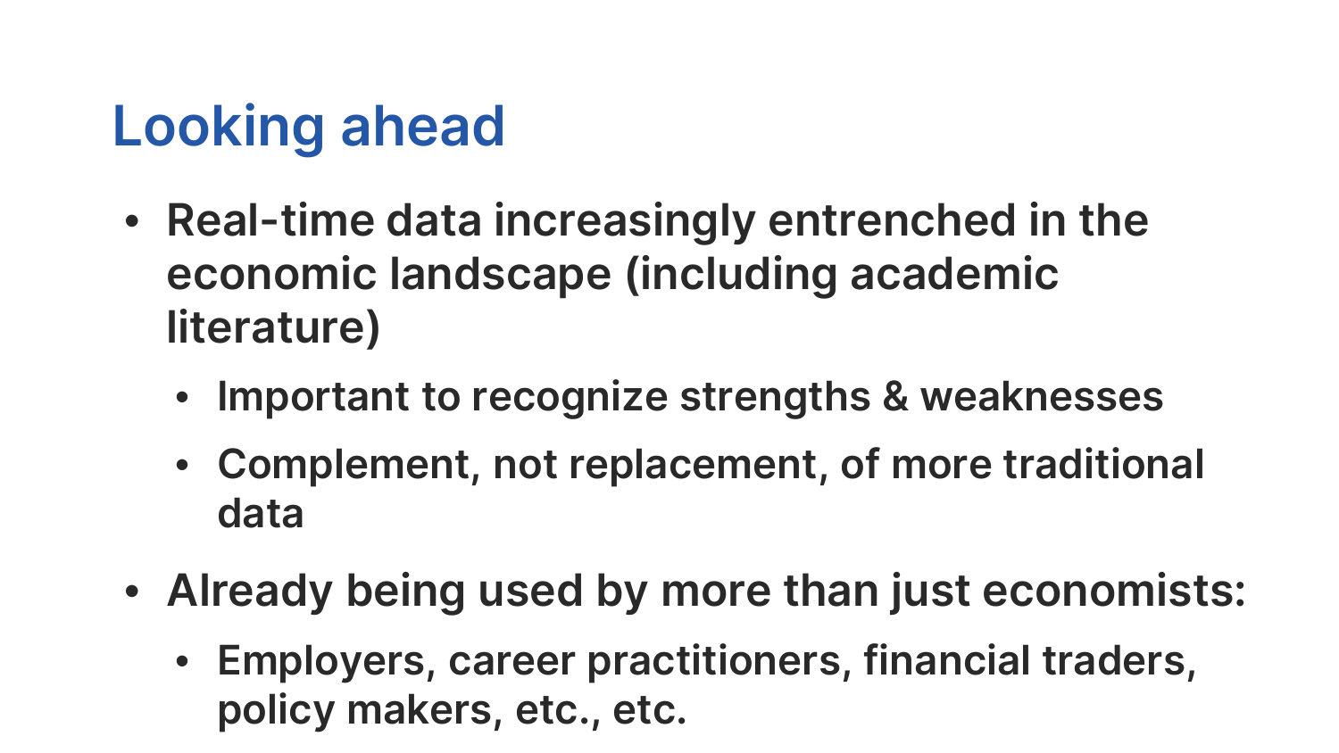# Looking ahead

- Real-time data increasingly entrenched in the economic landscape (including academic literature)
  - Important to recognize strengths & weaknesses
  - Complement, not replacement, of more traditional data
- Already being used by more than just economists:
  - Employers, career practitioners, financial traders, policy makers, etc., etc.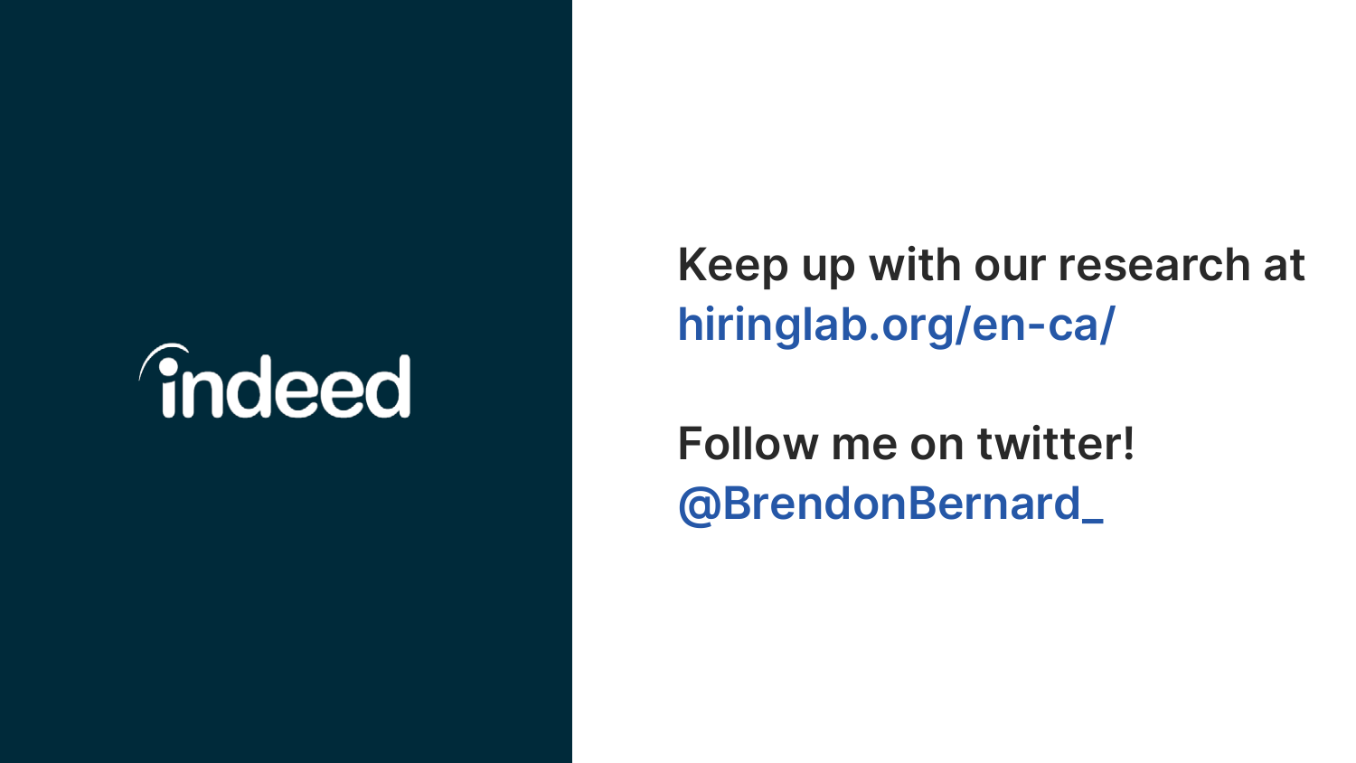indeed

**Keep up with our research at**
**hiringlab.org/en-ca/**

**Follow me on twitter!**
**@BrendonBernard_**